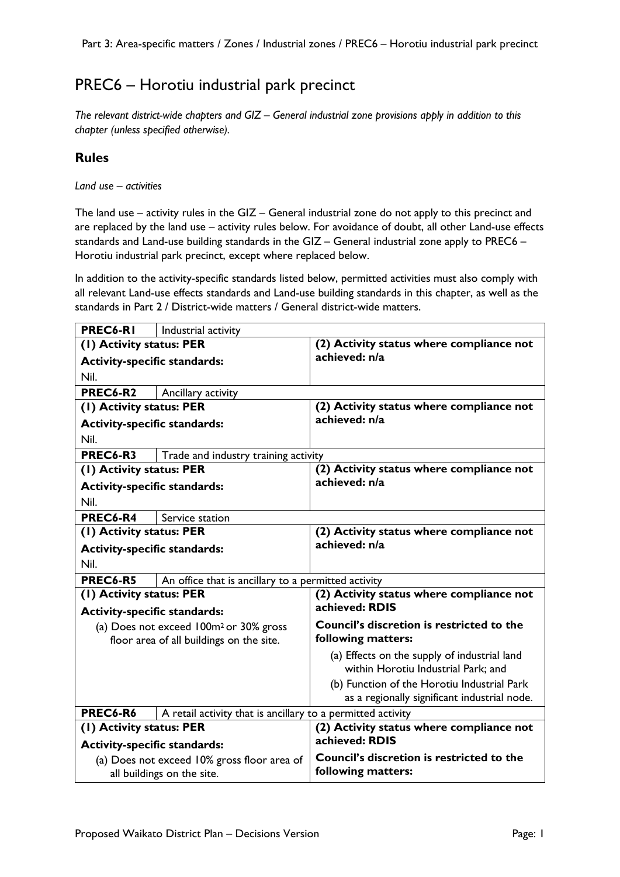# PREC6 – Horotiu industrial park precinct

*The relevant district-wide chapters and GIZ – General industrial zone provisions apply in addition to this chapter (unless specified otherwise).*

## Rules

*Land use – activities*

The land use – activity rules in the GIZ – General industrial zone do not apply to this precinct and are replaced by the land use – activity rules below. For avoidance of doubt, all other Land-use effects standards and Land-use building standards in the GIZ – General industrial zone apply to PREC6 – Horotiu industrial park precinct, except where replaced below.

In addition to the activity-specific standards listed below, permitted activities must also comply with all relevant Land-use effects standards and Land-use building standards in this chapter, as well as the standards in Part 2 / District-wide matters / General district-wide matters.

| **PREC6-R1** | Industrial activity |
|---|---|
| **(1) Activity status: PER**<br>**Activity-specific standards:**<br>Nil. | **(2) Activity status where compliance not achieved: n/a** |
| **PREC6-R2** | Ancillary activity |
| **(1) Activity status: PER**<br>**Activity-specific standards:**<br>Nil. | **(2) Activity status where compliance not achieved: n/a** |
| **PREC6-R3** | Trade and industry training activity |
| **(1) Activity status: PER**<br>**Activity-specific standards:**<br>Nil. | **(2) Activity status where compliance not achieved: n/a** |
| **PREC6-R4** | Service station |
| **(1) Activity status: PER**<br>**Activity-specific standards:**<br>Nil. | **(2) Activity status where compliance not achieved: n/a** |
| **PREC6-R5** | An office that is ancillary to a permitted activity |
| **(1) Activity status: PER**<br>**Activity-specific standards:**<br>(a) Does not exceed 100m² or 30% gross floor area of all buildings on the site. | **(2) Activity status where compliance not achieved: RDIS**<br>**Council's discretion is restricted to the following matters:**<br>(a) Effects on the supply of industrial land within Horotiu Industrial Park; and<br>(b) Function of the Horotiu Industrial Park as a regionally significant industrial node. |
| **PREC6-R6** | A retail activity that is ancillary to a permitted activity |
| **(1) Activity status: PER**<br>**Activity-specific standards:**<br>(a) Does not exceed 10% gross floor area of all buildings on the site. | **(2) Activity status where compliance not achieved: RDIS**<br>**Council's discretion is restricted to the following matters:** |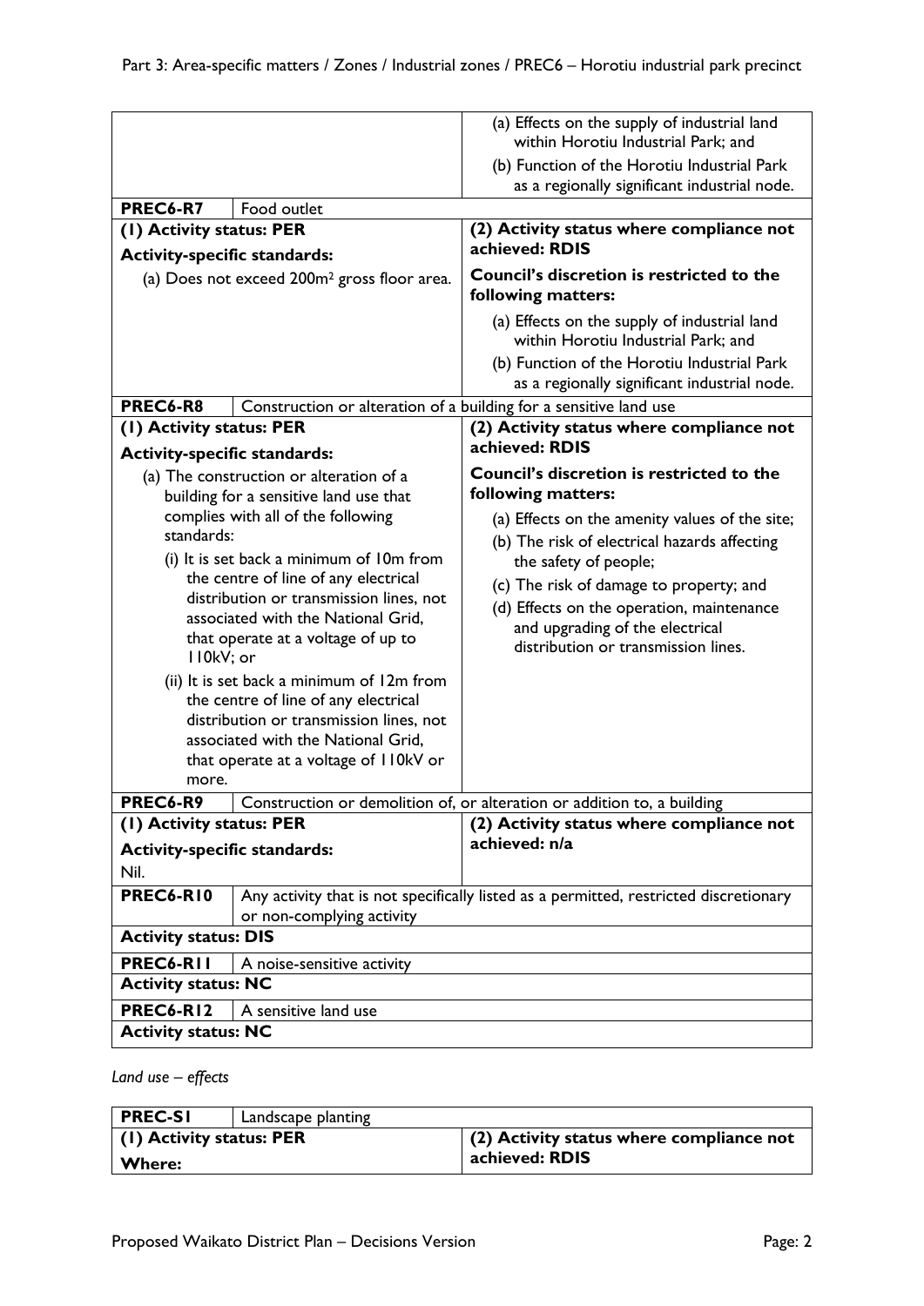| | | |
|---|---|---|
| | | (a) Effects on the supply of industrial land within Horotiu Industrial Park; and<br>(b) Function of the Horotiu Industrial Park as a regionally significant industrial node. |
| **PREC6-R7** | Food outlet | |
| **(1) Activity status: PER**<br>**Activity-specific standards:**<br>(a) Does not exceed 200m² gross floor area. | | **(2) Activity status where compliance not achieved: RDIS**<br>**Council's discretion is restricted to the following matters:**<br>(a) Effects on the supply of industrial land within Horotiu Industrial Park; and<br>(b) Function of the Horotiu Industrial Park as a regionally significant industrial node. |
| **PREC6-R8** | Construction or alteration of a building for a sensitive land use | |
| **(1) Activity status: PER**<br>**Activity-specific standards:**<br>(a) The construction or alteration of a building for a sensitive land use that complies with all of the following standards:<br>(i) It is set back a minimum of 10m from the centre of line of any electrical distribution or transmission lines, not associated with the National Grid, that operate at a voltage of up to 110kV; or<br>(ii) It is set back a minimum of 12m from the centre of line of any electrical distribution or transmission lines, not associated with the National Grid, that operate at a voltage of 110kV or more. | | **(2) Activity status where compliance not achieved: RDIS**<br>**Council's discretion is restricted to the following matters:**<br>(a) Effects on the amenity values of the site;<br>(b) The risk of electrical hazards affecting the safety of people;<br>(c) The risk of damage to property; and<br>(d) Effects on the operation, maintenance and upgrading of the electrical distribution or transmission lines. |
| **PREC6-R9** | Construction or demolition of, or alteration or addition to, a building | |
| **(1) Activity status: PER**<br>**Activity-specific standards:**<br>Nil. | | **(2) Activity status where compliance not achieved: n/a** |
| **PREC6-R10** | Any activity that is not specifically listed as a permitted, restricted discretionary or non-complying activity | |
| **Activity status: DIS** | | |
| **PREC6-R11** | A noise-sensitive activity | |
| **Activity status: NC** | | |
| **PREC6-R12** | A sensitive land use | |
| **Activity status: NC** | | |

*Land use – effects*

| **PREC-S1** | Landscape planting | |
|---|---|---|
| **(1) Activity status: PER**<br>**Where:** | | **(2) Activity status where compliance not achieved: RDIS** |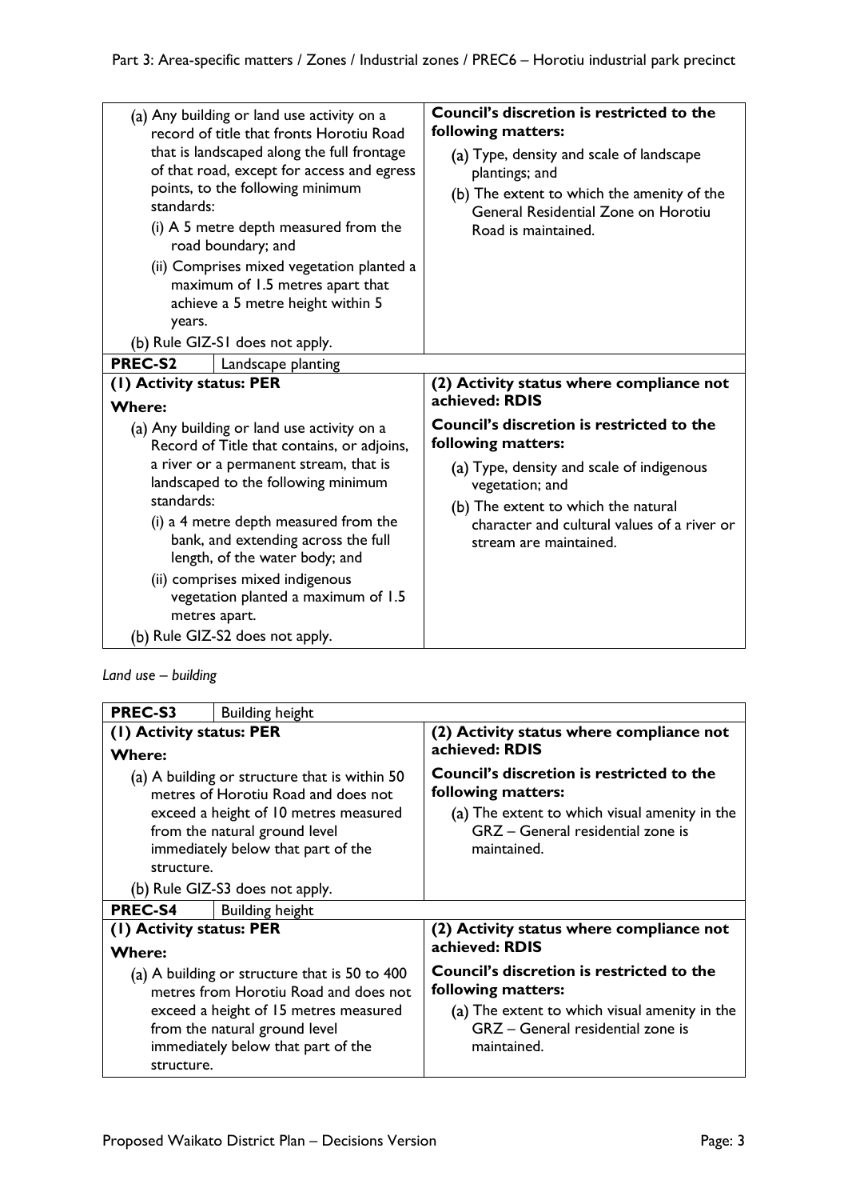| | |
|---|---|
| (a) Any building or land use activity on a record of title that fronts Horotiu Road that is landscaped along the full frontage of that road, except for access and egress points, to the following minimum standards:<br>(i) A 5 metre depth measured from the road boundary; and<br>(ii) Comprises mixed vegetation planted a maximum of 1.5 metres apart that achieve a 5 metre height within 5 years.<br>(b) Rule GIZ-S1 does not apply. | **Council's discretion is restricted to the following matters:**<br>(a) Type, density and scale of landscape plantings; and<br>(b) The extent to which the amenity of the General Residential Zone on Horotiu Road is maintained. |

| **PREC-S2** | Landscape planting |
|---|---|
| **(1) Activity status: PER**<br>**Where:**<br>(a) Any building or land use activity on a Record of Title that contains, or adjoins, a river or a permanent stream, that is landscaped to the following minimum standards:<br>(i) a 4 metre depth measured from the bank, and extending across the full length, of the water body; and<br>(ii) comprises mixed indigenous vegetation planted a maximum of 1.5 metres apart.<br>(b) Rule GIZ-S2 does not apply. | **(2) Activity status where compliance not achieved: RDIS**<br>**Council's discretion is restricted to the following matters:**<br>(a) Type, density and scale of indigenous vegetation; and<br>(b) The extent to which the natural character and cultural values of a river or stream are maintained. |

*Land use – building*

| **PREC-S3** | Building height |
|---|---|
| **(1) Activity status: PER**<br>**Where:**<br>(a) A building or structure that is within 50 metres of Horotiu Road and does not exceed a height of 10 metres measured from the natural ground level immediately below that part of the structure.<br>(b) Rule GIZ-S3 does not apply. | **(2) Activity status where compliance not achieved: RDIS**<br>**Council's discretion is restricted to the following matters:**<br>(a) The extent to which visual amenity in the GRZ – General residential zone is maintained. |
| **PREC-S4** | Building height |
| **(1) Activity status: PER**<br>**Where:**<br>(a) A building or structure that is 50 to 400 metres from Horotiu Road and does not exceed a height of 15 metres measured from the natural ground level immediately below that part of the structure. | **(2) Activity status where compliance not achieved: RDIS**<br>**Council's discretion is restricted to the following matters:**<br>(a) The extent to which visual amenity in the GRZ – General residential zone is maintained. |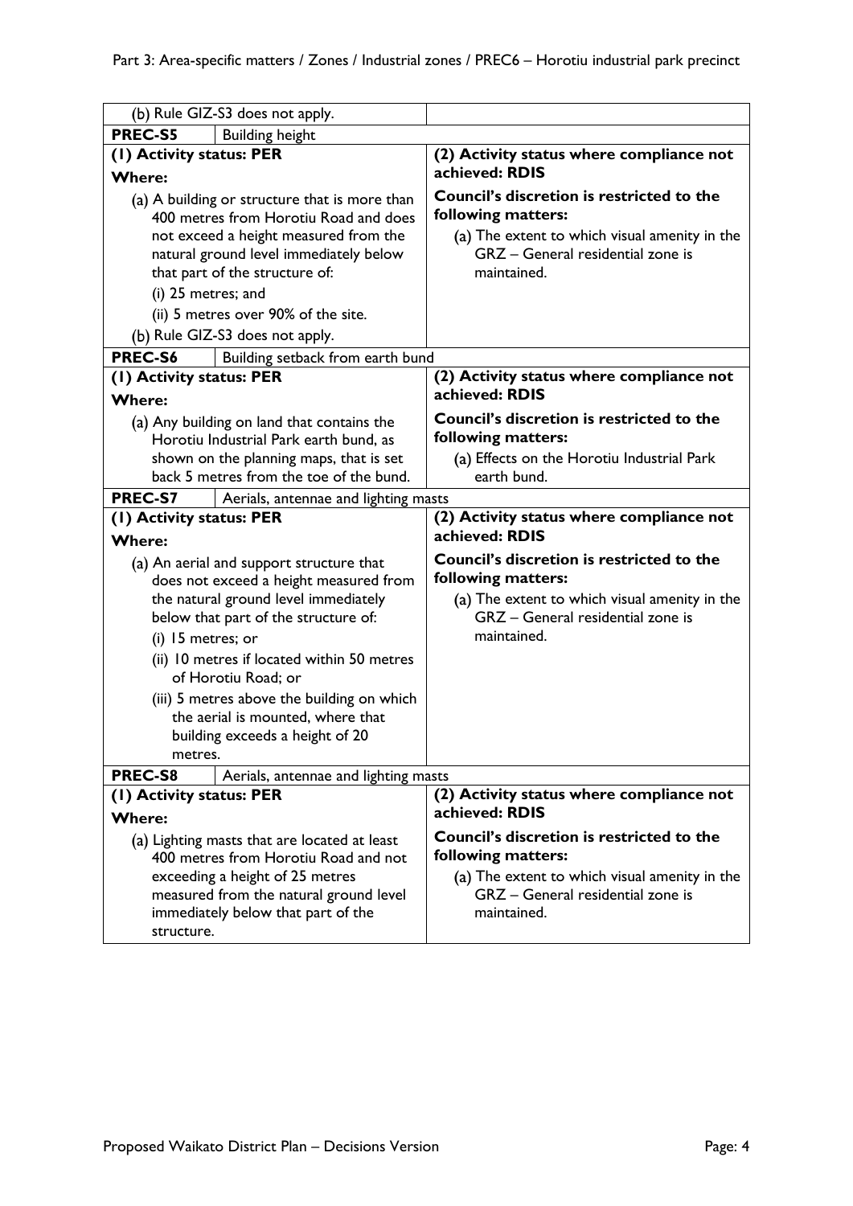| | |
|---|---|
| (b) Rule GIZ-S3 does not apply. | |
| **PREC-S5** Building height | |
| **(1) Activity status: PER**<br>**Where:**<br>(a) A building or structure that is more than 400 metres from Horotiu Road and does not exceed a height measured from the natural ground level immediately below that part of the structure of:<br>(i) 25 metres; and<br>(ii) 5 metres over 90% of the site.<br>(b) Rule GIZ-S3 does not apply. | **(2) Activity status where compliance not achieved: RDIS**<br>**Council's discretion is restricted to the following matters:**<br>(a) The extent to which visual amenity in the GRZ – General residential zone is maintained. |
| **PREC-S6** Building setback from earth bund | |
| **(1) Activity status: PER**<br>**Where:**<br>(a) Any building on land that contains the Horotiu Industrial Park earth bund, as shown on the planning maps, that is set back 5 metres from the toe of the bund. | **(2) Activity status where compliance not achieved: RDIS**<br>**Council's discretion is restricted to the following matters:**<br>(a) Effects on the Horotiu Industrial Park earth bund. |
| **PREC-S7** Aerials, antennae and lighting masts | |
| **(1) Activity status: PER**<br>**Where:**<br>(a) An aerial and support structure that does not exceed a height measured from the natural ground level immediately below that part of the structure of:<br>(i) 15 metres; or<br>(ii) 10 metres if located within 50 metres of Horotiu Road; or<br>(iii) 5 metres above the building on which the aerial is mounted, where that building exceeds a height of 20 metres. | **(2) Activity status where compliance not achieved: RDIS**<br>**Council's discretion is restricted to the following matters:**<br>(a) The extent to which visual amenity in the GRZ – General residential zone is maintained. |
| **PREC-S8** Aerials, antennae and lighting masts | |
| **(1) Activity status: PER**<br>**Where:**<br>(a) Lighting masts that are located at least 400 metres from Horotiu Road and not exceeding a height of 25 metres measured from the natural ground level immediately below that part of the structure. | **(2) Activity status where compliance not achieved: RDIS**<br>**Council's discretion is restricted to the following matters:**<br>(a) The extent to which visual amenity in the GRZ – General residential zone is maintained. |